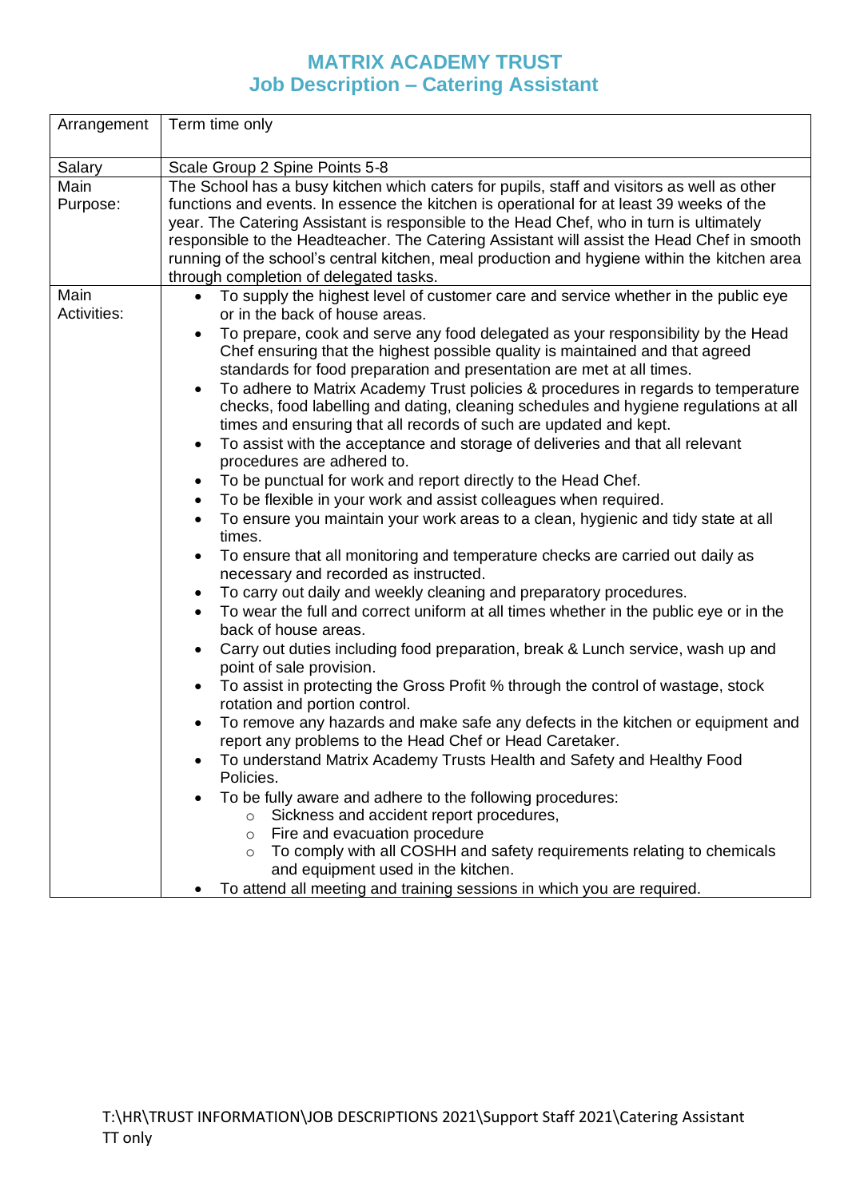# MATRIX ACADEMY TRUST
## Job Description – Catering Assistant

| | |
|---|---|
| Arrangement | Term time only |
| Salary | Scale Group 2 Spine Points 5-8 |
| Main Purpose: | The School has a busy kitchen which caters for pupils, staff and visitors as well as other functions and events. In essence the kitchen is operational for at least 39 weeks of the year. The Catering Assistant is responsible to the Head Chef, who in turn is ultimately responsible to the Headteacher. The Catering Assistant will assist the Head Chef in smooth running of the school's central kitchen, meal production and hygiene within the kitchen area through completion of delegated tasks. |
| Main Activities: | • To supply the highest level of customer care and service whether in the public eye or in the back of house areas.<br>• To prepare, cook and serve any food delegated as your responsibility by the Head Chef ensuring that the highest possible quality is maintained and that agreed standards for food preparation and presentation are met at all times.<br>• To adhere to Matrix Academy Trust policies & procedures in regards to temperature checks, food labelling and dating, cleaning schedules and hygiene regulations at all times and ensuring that all records of such are updated and kept.<br>• To assist with the acceptance and storage of deliveries and that all relevant procedures are adhered to.<br>• To be punctual for work and report directly to the Head Chef.<br>• To be flexible in your work and assist colleagues when required.<br>• To ensure you maintain your work areas to a clean, hygienic and tidy state at all times.<br>• To ensure that all monitoring and temperature checks are carried out daily as necessary and recorded as instructed.<br>• To carry out daily and weekly cleaning and preparatory procedures.<br>• To wear the full and correct uniform at all times whether in the public eye or in the back of house areas.<br>• Carry out duties including food preparation, break & Lunch service, wash up and point of sale provision.<br>• To assist in protecting the Gross Profit % through the control of wastage, stock rotation and portion control.<br>• To remove any hazards and make safe any defects in the kitchen or equipment and report any problems to the Head Chef or Head Caretaker.<br>• To understand Matrix Academy Trusts Health and Safety and Healthy Food Policies.<br>• To be fully aware and adhere to the following procedures:<br>&nbsp;&nbsp;&nbsp;&nbsp;○ Sickness and accident report procedures,<br>&nbsp;&nbsp;&nbsp;&nbsp;○ Fire and evacuation procedure<br>&nbsp;&nbsp;&nbsp;&nbsp;○ To comply with all COSHH and safety requirements relating to chemicals and equipment used in the kitchen.<br>• To attend all meeting and training sessions in which you are required. |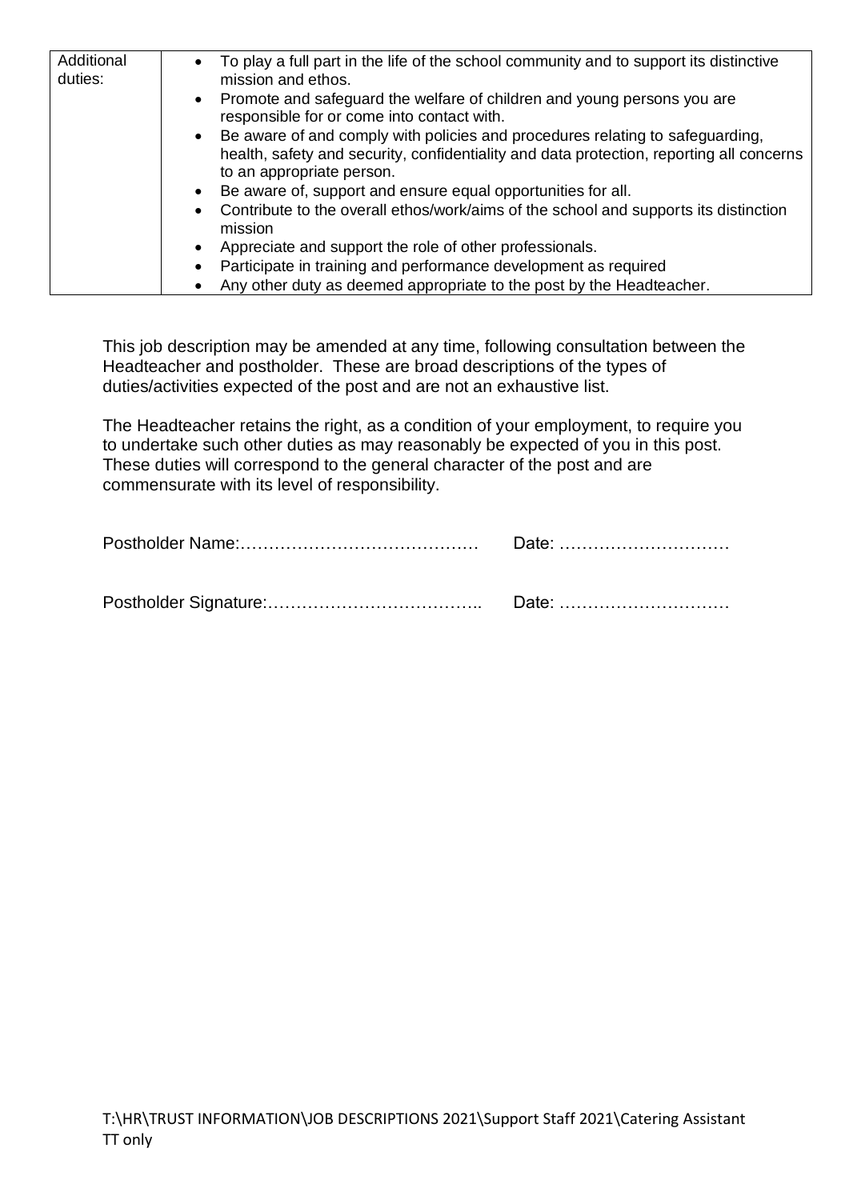| Additional duties: | <ul><li>To play a full part in the life of the school community and to support its distinctive mission and ethos.</li><li>Promote and safeguard the welfare of children and young persons you are responsible for or come into contact with.</li><li>Be aware of and comply with policies and procedures relating to safeguarding, health, safety and security, confidentiality and data protection, reporting all concerns to an appropriate person.</li><li>Be aware of, support and ensure equal opportunities for all.</li><li>Contribute to the overall ethos/work/aims of the school and supports its distinction mission</li><li>Appreciate and support the role of other professionals.</li><li>Participate in training and performance development as required</li><li>Any other duty as deemed appropriate to the post by the Headteacher.</li></ul> |
|---|---|

This job description may be amended at any time, following consultation between the Headteacher and postholder. These are broad descriptions of the types of duties/activities expected of the post and are not an exhaustive list.

The Headteacher retains the right, as a condition of your employment, to require you to undertake such other duties as may reasonably be expected of you in this post. These duties will correspond to the general character of the post and are commensurate with its level of responsibility.

Postholder Name:…………………………………… Date: …………………………

Postholder Signature:……………………………….. Date: …………………………

T:\HR\TRUST INFORMATION\JOB DESCRIPTIONS 2021\Support Staff 2021\Catering Assistant TT only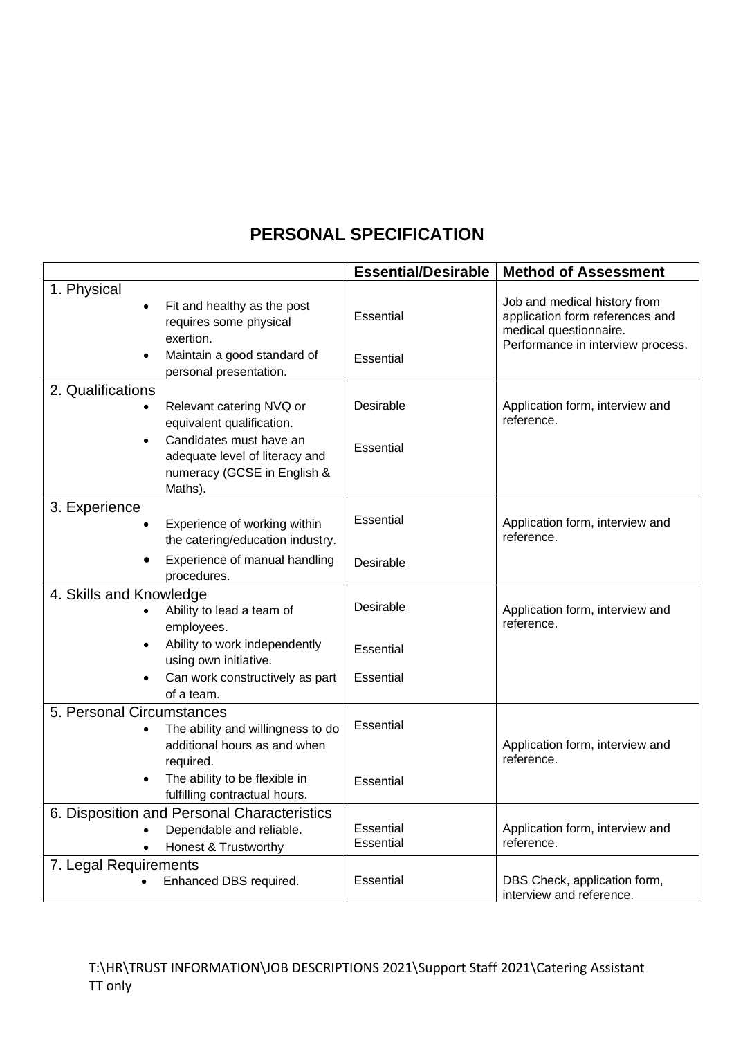# PERSONAL SPECIFICATION

| | Essential/Desirable | Method of Assessment |
|---|---|---|
| **1. Physical** | | |
| • Fit and healthy as the post requires some physical exertion. | Essential | Job and medical history from application form references and medical questionnaire. Performance in interview process. |
| • Maintain a good standard of personal presentation. | Essential | |
| **2. Qualifications** | | |
| • Relevant catering NVQ or equivalent qualification. | Desirable | Application form, interview and reference. |
| • Candidates must have an adequate level of literacy and numeracy (GCSE in English & Maths). | Essential | |
| **3. Experience** | | |
| • Experience of working within the catering/education industry. | Essential | Application form, interview and reference. |
| • Experience of manual handling procedures. | Desirable | |
| **4. Skills and Knowledge** | | |
| • Ability to lead a team of employees. | Desirable | Application form, interview and reference. |
| • Ability to work independently using own initiative. | Essential | |
| • Can work constructively as part of a team. | Essential | |
| **5. Personal Circumstances** | | |
| • The ability and willingness to do additional hours as and when required. | Essential | Application form, interview and reference. |
| • The ability to be flexible in fulfilling contractual hours. | Essential | |
| **6. Disposition and Personal Characteristics** | | |
| • Dependable and reliable. | Essential | Application form, interview and reference. |
| • Honest & Trustworthy | Essential | |
| **7. Legal Requirements** | | |
| • Enhanced DBS required. | Essential | DBS Check, application form, interview and reference. |

T:\HR\TRUST INFORMATION\JOB DESCRIPTIONS 2021\Support Staff 2021\Catering Assistant TT only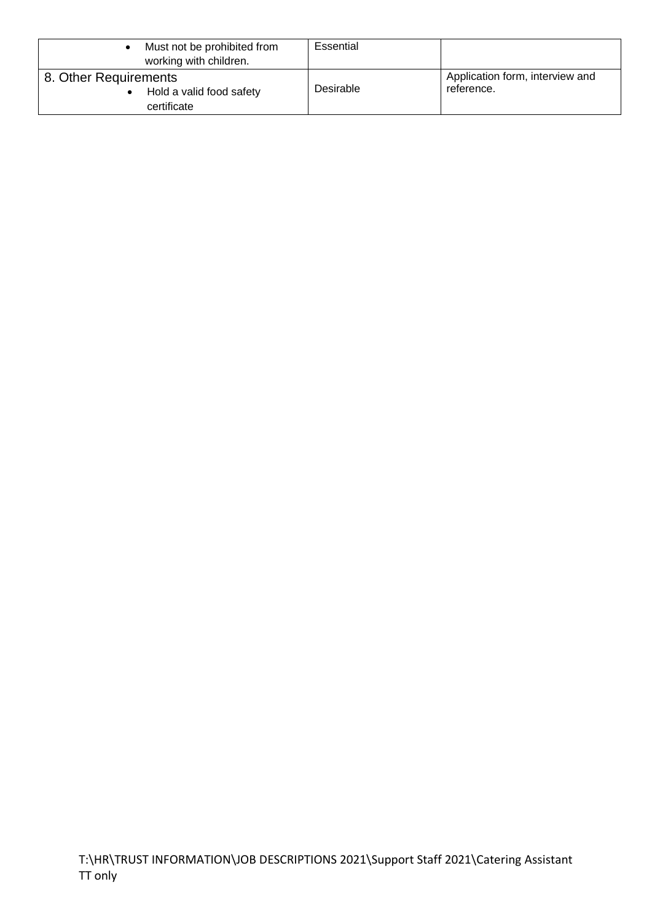| | | |
|---|---|---|
| • Must not be prohibited from working with children. | Essential | |
| 8. Other Requirements<br>• Hold a valid food safety certificate | Desirable | Application form, interview and reference. |

T:\HR\TRUST INFORMATION\JOB DESCRIPTIONS 2021\Support Staff 2021\Catering Assistant TT only